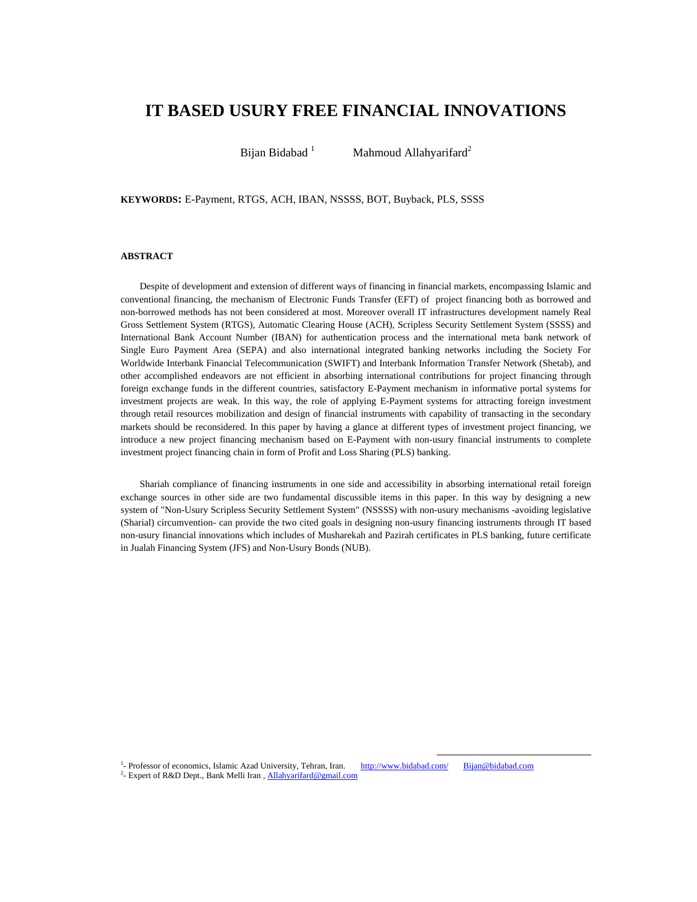# IT BASED USURY FREE FINANCIAL INNOVATIONS

Bijan Bidabad [1] Mahmoud Allahyarifard[2]

**KEYWORDS:** E-Payment, RTGS, ACH, IBAN, NSSSS, BOT, Buyback, PLS, SSSS

**ABSTRACT**

Despite of development and extension of different ways of financing in financial markets, encompassing Islamic and conventional financing, the mechanism of Electronic Funds Transfer (EFT) of project financing both as borrowed and non-borrowed methods has not been considered at most. Moreover overall IT infrastructures development namely Real Gross Settlement System (RTGS), Automatic Clearing House (ACH), Scripless Security Settlement System (SSSS) and International Bank Account Number (IBAN) for authentication process and the international meta bank network of Single Euro Payment Area (SEPA) and also international integrated banking networks including the Society For Worldwide Interbank Financial Telecommunication (SWIFT) and Interbank Information Transfer Network (Shetab), and other accomplished endeavors are not efficient in absorbing international contributions for project financing through foreign exchange funds in the different countries, satisfactory E-Payment mechanism in informative portal systems for investment projects are weak. In this way, the role of applying E-Payment systems for attracting foreign investment through retail resources mobilization and design of financial instruments with capability of transacting in the secondary markets should be reconsidered. In this paper by having a glance at different types of investment project financing, we introduce a new project financing mechanism based on E-Payment with non-usury financial instruments to complete investment project financing chain in form of Profit and Loss Sharing (PLS) banking.

Shariah compliance of financing instruments in one side and accessibility in absorbing international retail foreign exchange sources in other side are two fundamental discussible items in this paper. In this way by designing a new system of "Non-Usury Scripless Security Settlement System" (NSSSS) with non-usury mechanisms -avoiding legislative (Sharial) circumvention- can provide the two cited goals in designing non-usury financing instruments through IT based non-usury financial innovations which includes of Musharekah and Pazirah certificates in PLS banking, future certificate in Jualah Financing System (JFS) and Non-Usury Bonds (NUB).

---

[1]- Professor of economics, Islamic Azad University, Tehran, Iran. http://www.bidabad.com/ Bijan@bidabad.com

[2]- Expert of R&D Dept., Bank Melli Iran , Allahyarifard@gmail.com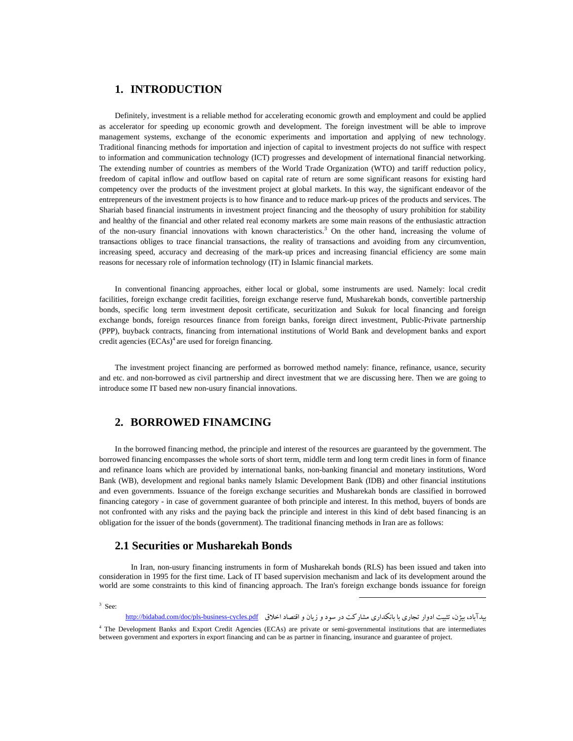# 1. INTRODUCTION

Definitely, investment is a reliable method for accelerating economic growth and employment and could be applied as accelerator for speeding up economic growth and development. The foreign investment will be able to improve management systems, exchange of the economic experiments and importation and applying of new technology. Traditional financing methods for importation and injection of capital to investment projects do not suffice with respect to information and communication technology (ICT) progresses and development of international financial networking. The extending number of countries as members of the World Trade Organization (WTO) and tariff reduction policy, freedom of capital inflow and outflow based on capital rate of return are some significant reasons for existing hard competency over the products of the investment project at global markets. In this way, the significant endeavor of the entrepreneurs of the investment projects is to how finance and to reduce mark-up prices of the products and services. The Shariah based financial instruments in investment project financing and the theosophy of usury prohibition for stability and healthy of the financial and other related real economy markets are some main reasons of the enthusiastic attraction of the non-usury financial innovations with known characteristics.[3] On the other hand, increasing the volume of transactions obliges to trace financial transactions, the reality of transactions and avoiding from any circumvention, increasing speed, accuracy and decreasing of the mark-up prices and increasing financial efficiency are some main reasons for necessary role of information technology (IT) in Islamic financial markets.

In conventional financing approaches, either local or global, some instruments are used. Namely: local credit facilities, foreign exchange credit facilities, foreign exchange reserve fund, Musharekah bonds, convertible partnership bonds, specific long term investment deposit certificate, securitization and Sukuk for local financing and foreign exchange bonds, foreign resources finance from foreign banks, foreign direct investment, Public-Private partnership (PPP), buyback contracts, financing from international institutions of World Bank and development banks and export credit agencies (ECAs)[4] are used for foreign financing.

The investment project financing are performed as borrowed method namely: finance, refinance, usance, security and etc. and non-borrowed as civil partnership and direct investment that we are discussing here. Then we are going to introduce some IT based new non-usury financial innovations.

# 2. BORROWED FINAMCING

In the borrowed financing method, the principle and interest of the resources are guaranteed by the government. The borrowed financing encompasses the whole sorts of short term, middle term and long term credit lines in form of finance and refinance loans which are provided by international banks, non-banking financial and monetary institutions, Word Bank (WB), development and regional banks namely Islamic Development Bank (IDB) and other financial institutions and even governments. Issuance of the foreign exchange securities and Musharekah bonds are classified in borrowed financing category - in case of government guarantee of both principle and interest. In this method, buyers of bonds are not confronted with any risks and the paying back the principle and interest in this kind of debt based financing is an obligation for the issuer of the bonds (government). The traditional financing methods in Iran are as follows:

## 2.1 Securities or Musharekah Bonds

In Iran, non-usury financing instruments in form of Musharekah bonds (RLS) has been issued and taken into consideration in 1995 for the first time. Lack of IT based supervision mechanism and lack of its development around the world are some constraints to this kind of financing approach. The Iran's foreign exchange bonds issuance for foreign

---

[3] See:

بیدآباد، بیژن، تثبیت ادوار تجاری با بانکداری مشارکت در سود و زیان و اقتصاد اخلاق http://bidabad.com/doc/pls-business-cycles.pdf

[4] The Development Banks and Export Credit Agencies (ECAs) are private or semi-governmental institutions that are intermediates between government and exporters in export financing and can be as partner in financing, insurance and guarantee of project.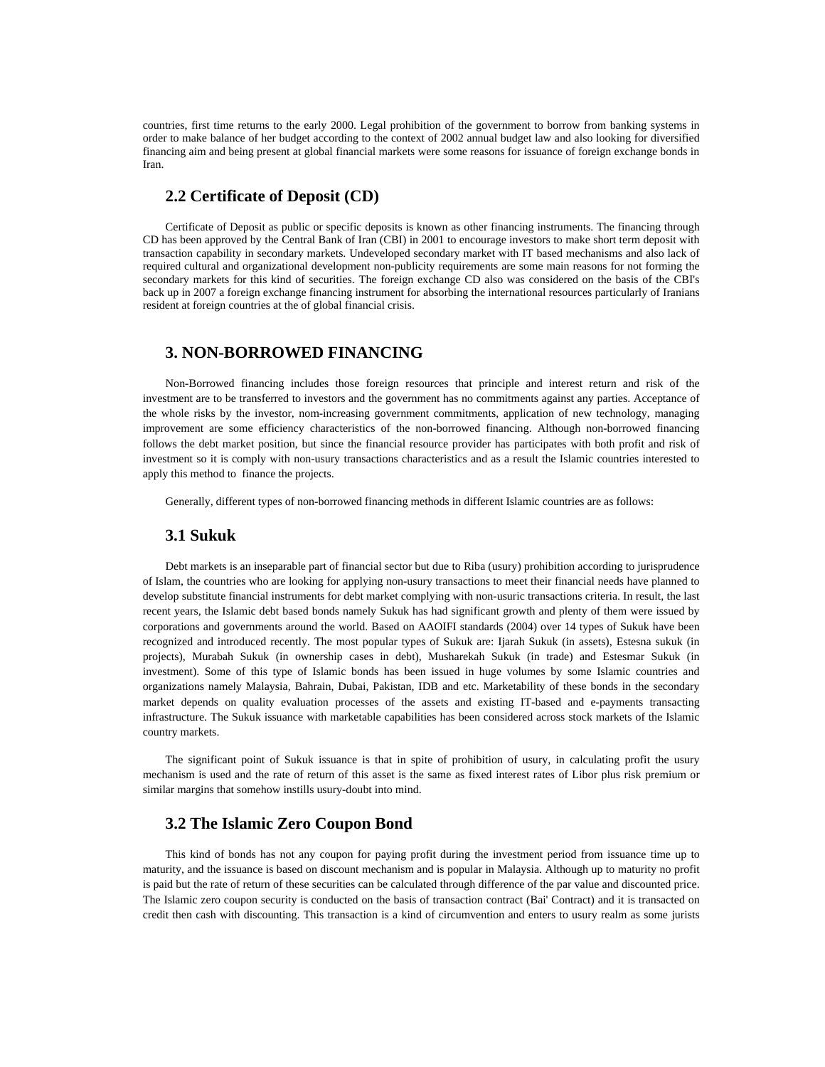countries, first time returns to the early 2000. Legal prohibition of the government to borrow from banking systems in order to make balance of her budget according to the context of 2002 annual budget law and also looking for diversified financing aim and being present at global financial markets were some reasons for issuance of foreign exchange bonds in Iran.

## 2.2 Certificate of Deposit (CD)

Certificate of Deposit as public or specific deposits is known as other financing instruments. The financing through CD has been approved by the Central Bank of Iran (CBI) in 2001 to encourage investors to make short term deposit with transaction capability in secondary markets. Undeveloped secondary market with IT based mechanisms and also lack of required cultural and organizational development non-publicity requirements are some main reasons for not forming the secondary markets for this kind of securities. The foreign exchange CD also was considered on the basis of the CBI's back up in 2007 a foreign exchange financing instrument for absorbing the international resources particularly of Iranians resident at foreign countries at the of global financial crisis.

# 3. NON-BORROWED FINANCING

Non-Borrowed financing includes those foreign resources that principle and interest return and risk of the investment are to be transferred to investors and the government has no commitments against any parties. Acceptance of the whole risks by the investor, nom-increasing government commitments, application of new technology, managing improvement are some efficiency characteristics of the non-borrowed financing. Although non-borrowed financing follows the debt market position, but since the financial resource provider has participates with both profit and risk of investment so it is comply with non-usury transactions characteristics and as a result the Islamic countries interested to apply this method to finance the projects.

Generally, different types of non-borrowed financing methods in different Islamic countries are as follows:

## 3.1 Sukuk

Debt markets is an inseparable part of financial sector but due to Riba (usury) prohibition according to jurisprudence of Islam, the countries who are looking for applying non-usury transactions to meet their financial needs have planned to develop substitute financial instruments for debt market complying with non-usuric transactions criteria. In result, the last recent years, the Islamic debt based bonds namely Sukuk has had significant growth and plenty of them were issued by corporations and governments around the world. Based on AAOIFI standards (2004) over 14 types of Sukuk have been recognized and introduced recently. The most popular types of Sukuk are: Ijarah Sukuk (in assets), Estesna sukuk (in projects), Murabah Sukuk (in ownership cases in debt), Musharekah Sukuk (in trade) and Estesmar Sukuk (in investment). Some of this type of Islamic bonds has been issued in huge volumes by some Islamic countries and organizations namely Malaysia, Bahrain, Dubai, Pakistan, IDB and etc. Marketability of these bonds in the secondary market depends on quality evaluation processes of the assets and existing IT-based and e-payments transacting infrastructure. The Sukuk issuance with marketable capabilities has been considered across stock markets of the Islamic country markets.

The significant point of Sukuk issuance is that in spite of prohibition of usury, in calculating profit the usury mechanism is used and the rate of return of this asset is the same as fixed interest rates of Libor plus risk premium or similar margins that somehow instills usury-doubt into mind.

## 3.2 The Islamic Zero Coupon Bond

This kind of bonds has not any coupon for paying profit during the investment period from issuance time up to maturity, and the issuance is based on discount mechanism and is popular in Malaysia. Although up to maturity no profit is paid but the rate of return of these securities can be calculated through difference of the par value and discounted price. The Islamic zero coupon security is conducted on the basis of transaction contract (Bai' Contract) and it is transacted on credit then cash with discounting. This transaction is a kind of circumvention and enters to usury realm as some jurists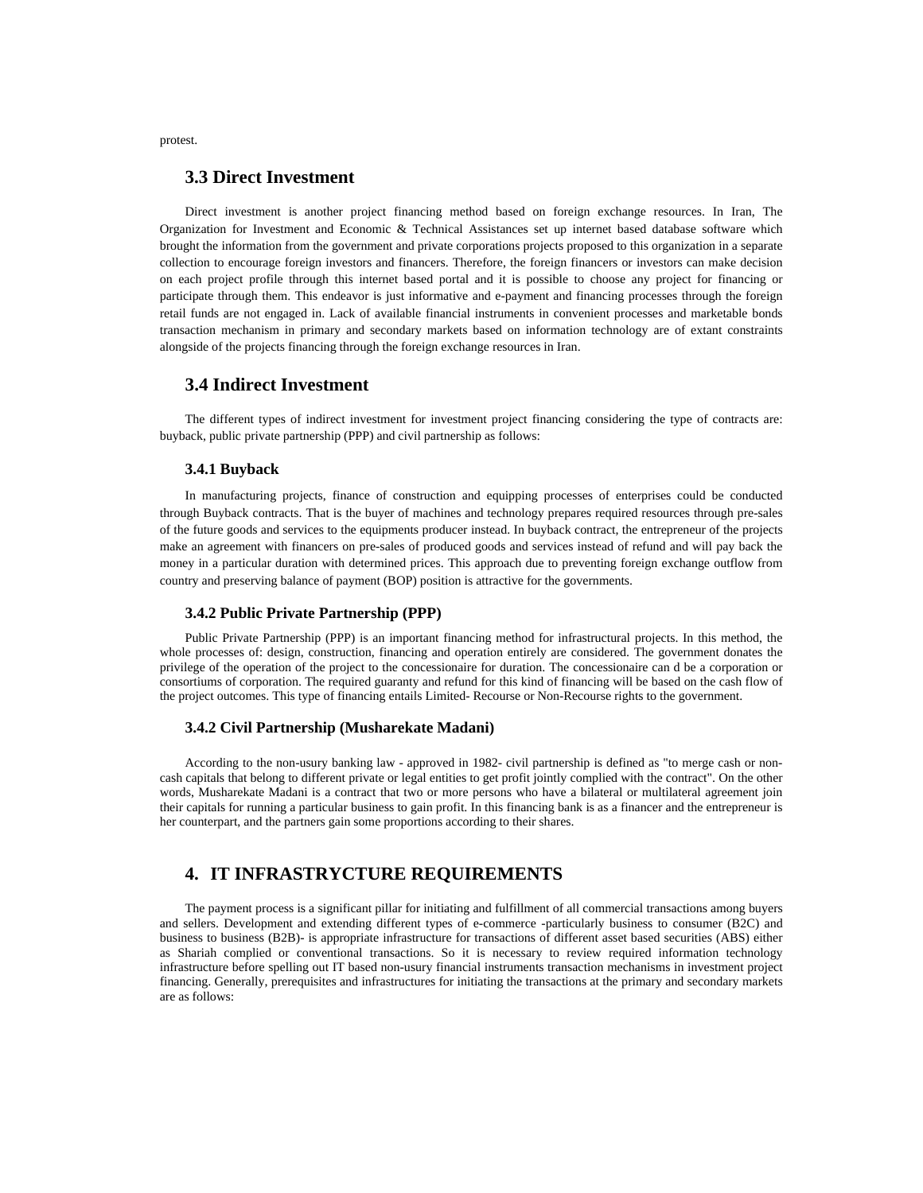protest.

## 3.3 Direct Investment

Direct investment is another project financing method based on foreign exchange resources. In Iran, The Organization for Investment and Economic & Technical Assistances set up internet based database software which brought the information from the government and private corporations projects proposed to this organization in a separate collection to encourage foreign investors and financers. Therefore, the foreign financers or investors can make decision on each project profile through this internet based portal and it is possible to choose any project for financing or participate through them. This endeavor is just informative and e-payment and financing processes through the foreign retail funds are not engaged in. Lack of available financial instruments in convenient processes and marketable bonds transaction mechanism in primary and secondary markets based on information technology are of extant constraints alongside of the projects financing through the foreign exchange resources in Iran.

## 3.4 Indirect Investment

The different types of indirect investment for investment project financing considering the type of contracts are: buyback, public private partnership (PPP) and civil partnership as follows:

### 3.4.1 Buyback

In manufacturing projects, finance of construction and equipping processes of enterprises could be conducted through Buyback contracts. That is the buyer of machines and technology prepares required resources through pre-sales of the future goods and services to the equipments producer instead. In buyback contract, the entrepreneur of the projects make an agreement with financers on pre-sales of produced goods and services instead of refund and will pay back the money in a particular duration with determined prices. This approach due to preventing foreign exchange outflow from country and preserving balance of payment (BOP) position is attractive for the governments.

### 3.4.2 Public Private Partnership (PPP)

Public Private Partnership (PPP) is an important financing method for infrastructural projects. In this method, the whole processes of: design, construction, financing and operation entirely are considered. The government donates the privilege of the operation of the project to the concessionaire for duration. The concessionaire can d be a corporation or consortiums of corporation. The required guaranty and refund for this kind of financing will be based on the cash flow of the project outcomes. This type of financing entails Limited- Recourse or Non-Recourse rights to the government.

### 3.4.2 Civil Partnership (Musharekate Madani)

According to the non-usury banking law - approved in 1982- civil partnership is defined as "to merge cash or non-cash capitals that belong to different private or legal entities to get profit jointly complied with the contract". On the other words, Musharekate Madani is a contract that two or more persons who have a bilateral or multilateral agreement join their capitals for running a particular business to gain profit. In this financing bank is as a financer and the entrepreneur is her counterpart, and the partners gain some proportions according to their shares.

# 4. IT INFRASTRYCTURE REQUIREMENTS

The payment process is a significant pillar for initiating and fulfillment of all commercial transactions among buyers and sellers. Development and extending different types of e-commerce -particularly business to consumer (B2C) and business to business (B2B)- is appropriate infrastructure for transactions of different asset based securities (ABS) either as Shariah complied or conventional transactions. So it is necessary to review required information technology infrastructure before spelling out IT based non-usury financial instruments transaction mechanisms in investment project financing. Generally, prerequisites and infrastructures for initiating the transactions at the primary and secondary markets are as follows: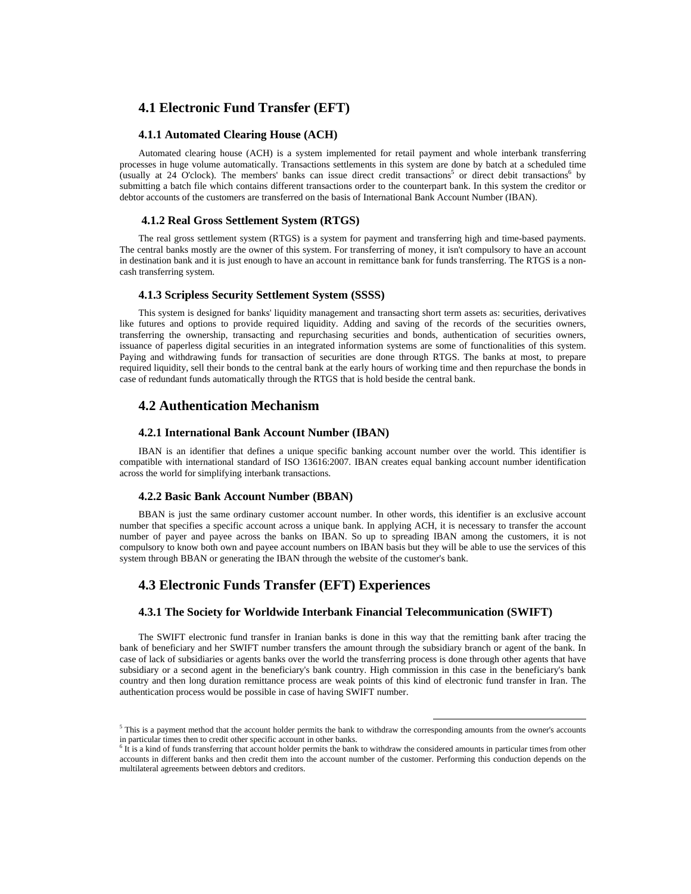## 4.1 Electronic Fund Transfer (EFT)

### 4.1.1 Automated Clearing House (ACH)

Automated clearing house (ACH) is a system implemented for retail payment and whole interbank transferring processes in huge volume automatically. Transactions settlements in this system are done by batch at a scheduled time (usually at 24 O'clock). The members' banks can issue direct credit transactions[5] or direct debit transactions[6] by submitting a batch file which contains different transactions order to the counterpart bank. In this system the creditor or debtor accounts of the customers are transferred on the basis of International Bank Account Number (IBAN).

### 4.1.2 Real Gross Settlement System (RTGS)

The real gross settlement system (RTGS) is a system for payment and transferring high and time-based payments. The central banks mostly are the owner of this system. For transferring of money, it isn't compulsory to have an account in destination bank and it is just enough to have an account in remittance bank for funds transferring. The RTGS is a non-cash transferring system.

### 4.1.3 Scripless Security Settlement System (SSSS)

This system is designed for banks' liquidity management and transacting short term assets as: securities, derivatives like futures and options to provide required liquidity. Adding and saving of the records of the securities owners, transferring the ownership, transacting and repurchasing securities and bonds, authentication of securities owners, issuance of paperless digital securities in an integrated information systems are some of functionalities of this system. Paying and withdrawing funds for transaction of securities are done through RTGS. The banks at most, to prepare required liquidity, sell their bonds to the central bank at the early hours of working time and then repurchase the bonds in case of redundant funds automatically through the RTGS that is hold beside the central bank.

## 4.2 Authentication Mechanism

### 4.2.1 International Bank Account Number (IBAN)

IBAN is an identifier that defines a unique specific banking account number over the world. This identifier is compatible with international standard of ISO 13616:2007. IBAN creates equal banking account number identification across the world for simplifying interbank transactions.

### 4.2.2 Basic Bank Account Number (BBAN)

BBAN is just the same ordinary customer account number. In other words, this identifier is an exclusive account number that specifies a specific account across a unique bank. In applying ACH, it is necessary to transfer the account number of payer and payee across the banks on IBAN. So up to spreading IBAN among the customers, it is not compulsory to know both own and payee account numbers on IBAN basis but they will be able to use the services of this system through BBAN or generating the IBAN through the website of the customer's bank.

## 4.3 Electronic Funds Transfer (EFT) Experiences

### 4.3.1 The Society for Worldwide Interbank Financial Telecommunication (SWIFT)

The SWIFT electronic fund transfer in Iranian banks is done in this way that the remitting bank after tracing the bank of beneficiary and her SWIFT number transfers the amount through the subsidiary branch or agent of the bank. In case of lack of subsidiaries or agents banks over the world the transferring process is done through other agents that have subsidiary or a second agent in the beneficiary's bank country. High commission in this case in the beneficiary's bank country and then long duration remittance process are weak points of this kind of electronic fund transfer in Iran. The authentication process would be possible in case of having SWIFT number.

---

[5] This is a payment method that the account holder permits the bank to withdraw the corresponding amounts from the owner's accounts in particular times then to credit other specific account in other banks.

[6] It is a kind of funds transferring that account holder permits the bank to withdraw the considered amounts in particular times from other accounts in different banks and then credit them into the account number of the customer. Performing this conduction depends on the multilateral agreements between debtors and creditors.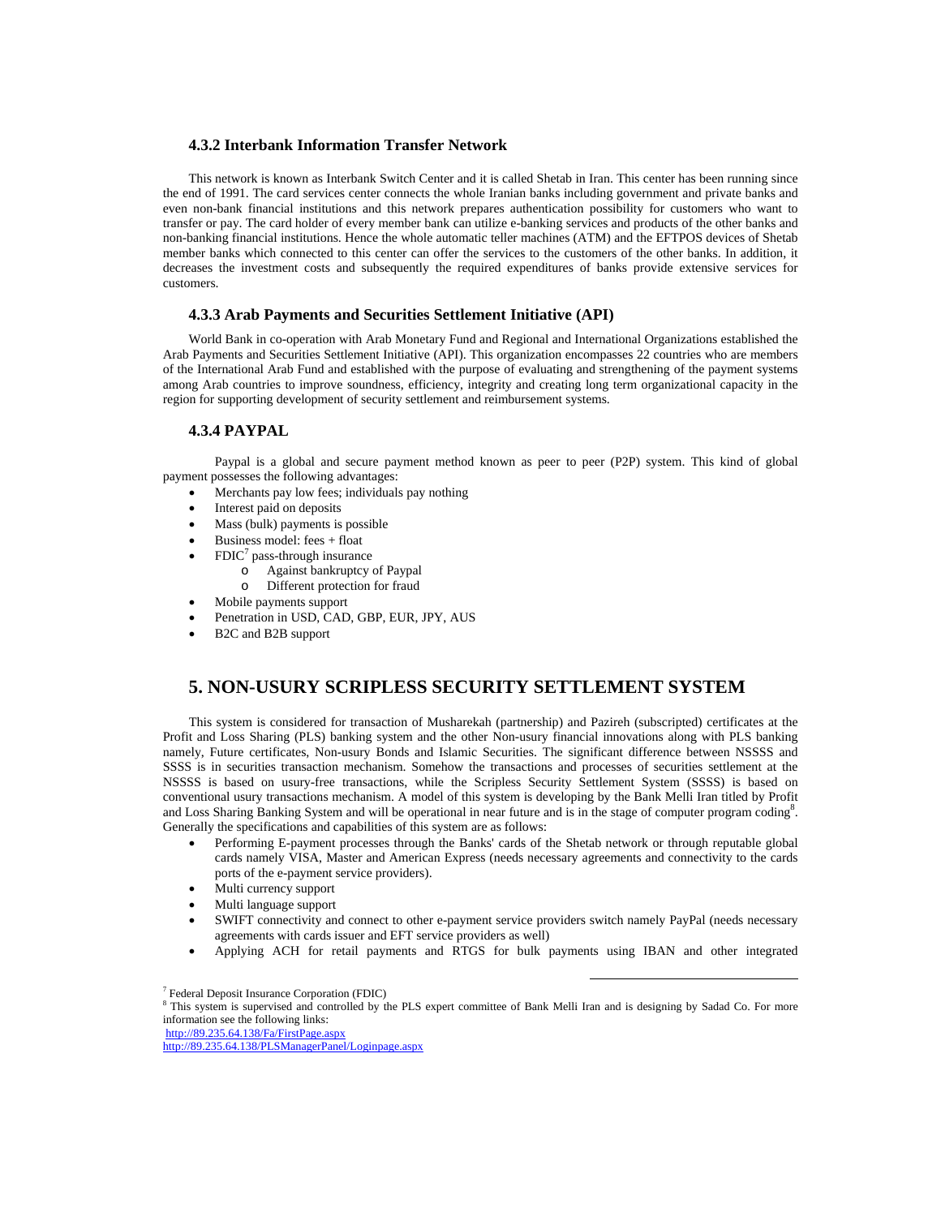### 4.3.2 Interbank Information Transfer Network

This network is known as Interbank Switch Center and it is called Shetab in Iran. This center has been running since the end of 1991. The card services center connects the whole Iranian banks including government and private banks and even non-bank financial institutions and this network prepares authentication possibility for customers who want to transfer or pay. The card holder of every member bank can utilize e-banking services and products of the other banks and non-banking financial institutions. Hence the whole automatic teller machines (ATM) and the EFTPOS devices of Shetab member banks which connected to this center can offer the services to the customers of the other banks. In addition, it decreases the investment costs and subsequently the required expenditures of banks provide extensive services for customers.

### 4.3.3 Arab Payments and Securities Settlement Initiative (API)

World Bank in co-operation with Arab Monetary Fund and Regional and International Organizations established the Arab Payments and Securities Settlement Initiative (API). This organization encompasses 22 countries who are members of the International Arab Fund and established with the purpose of evaluating and strengthening of the payment systems among Arab countries to improve soundness, efficiency, integrity and creating long term organizational capacity in the region for supporting development of security settlement and reimbursement systems.

### 4.3.4 PAYPAL

Paypal is a global and secure payment method known as peer to peer (P2P) system. This kind of global payment possesses the following advantages:

- Merchants pay low fees; individuals pay nothing
- Interest paid on deposits
- Mass (bulk) payments is possible
- Business model: fees + float
- FDIC[7] pass-through insurance
    - Against bankruptcy of Paypal
    - Different protection for fraud
- Mobile payments support
- Penetration in USD, CAD, GBP, EUR, JPY, AUS
- B2C and B2B support

## 5. NON-USURY SCRIPLESS SECURITY SETTLEMENT SYSTEM

This system is considered for transaction of Musharekah (partnership) and Pazireh (subscripted) certificates at the Profit and Loss Sharing (PLS) banking system and the other Non-usury financial innovations along with PLS banking namely, Future certificates, Non-usury Bonds and Islamic Securities. The significant difference between NSSSS and SSSS is in securities transaction mechanism. Somehow the transactions and processes of securities settlement at the NSSSS is based on usury-free transactions, while the Scripless Security Settlement System (SSSS) is based on conventional usury transactions mechanism. A model of this system is developing by the Bank Melli Iran titled by Profit and Loss Sharing Banking System and will be operational in near future and is in the stage of computer program coding[8]. Generally the specifications and capabilities of this system are as follows:

- Performing E-payment processes through the Banks' cards of the Shetab network or through reputable global cards namely VISA, Master and American Express (needs necessary agreements and connectivity to the cards ports of the e-payment service providers).
- Multi currency support
- Multi language support
- SWIFT connectivity and connect to other e-payment service providers switch namely PayPal (needs necessary agreements with cards issuer and EFT service providers as well)
- Applying ACH for retail payments and RTGS for bulk payments using IBAN and other integrated

---

[7] Federal Deposit Insurance Corporation (FDIC)

[8] This system is supervised and controlled by the PLS expert committee of Bank Melli Iran and is designing by Sadad Co. For more information see the following links:
http://89.235.64.138/Fa/FirstPage.aspx
http://89.235.64.138/PLSManagerPanel/Loginpage.aspx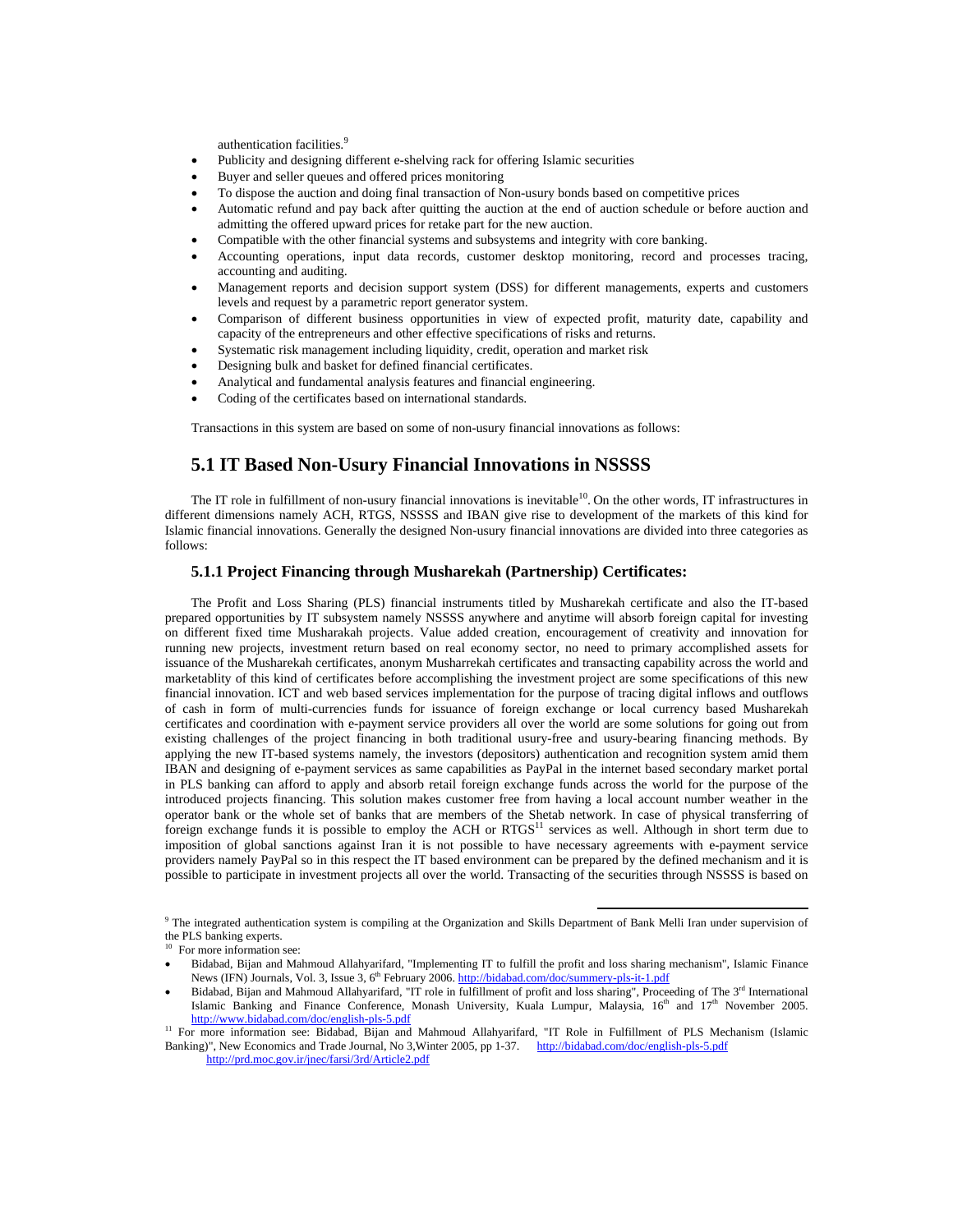authentication facilities.[9]

- Publicity and designing different e-shelving rack for offering Islamic securities
- Buyer and seller queues and offered prices monitoring
- To dispose the auction and doing final transaction of Non-usury bonds based on competitive prices
- Automatic refund and pay back after quitting the auction at the end of auction schedule or before auction and admitting the offered upward prices for retake part for the new auction.
- Compatible with the other financial systems and subsystems and integrity with core banking.
- Accounting operations, input data records, customer desktop monitoring, record and processes tracing, accounting and auditing.
- Management reports and decision support system (DSS) for different managements, experts and customers levels and request by a parametric report generator system.
- Comparison of different business opportunities in view of expected profit, maturity date, capability and capacity of the entrepreneurs and other effective specifications of risks and returns.
- Systematic risk management including liquidity, credit, operation and market risk
- Designing bulk and basket for defined financial certificates.
- Analytical and fundamental analysis features and financial engineering.
- Coding of the certificates based on international standards.

Transactions in this system are based on some of non-usury financial innovations as follows:

## 5.1 IT Based Non-Usury Financial Innovations in NSSSS

The IT role in fulfillment of non-usury financial innovations is inevitable[10]. On the other words, IT infrastructures in different dimensions namely ACH, RTGS, NSSSS and IBAN give rise to development of the markets of this kind for Islamic financial innovations. Generally the designed Non-usury financial innovations are divided into three categories as follows:

### 5.1.1 Project Financing through Musharekah (Partnership) Certificates:

The Profit and Loss Sharing (PLS) financial instruments titled by Musharekah certificate and also the IT-based prepared opportunities by IT subsystem namely NSSSS anywhere and anytime will absorb foreign capital for investing on different fixed time Musharakah projects. Value added creation, encouragement of creativity and innovation for running new projects, investment return based on real economy sector, no need to primary accomplished assets for issuance of the Musharekah certificates, anonym Musharrekah certificates and transacting capability across the world and marketablity of this kind of certificates before accomplishing the investment project are some specifications of this new financial innovation. ICT and web based services implementation for the purpose of tracing digital inflows and outflows of cash in form of multi-currencies funds for issuance of foreign exchange or local currency based Musharekah certificates and coordination with e-payment service providers all over the world are some solutions for going out from existing challenges of the project financing in both traditional usury-free and usury-bearing financing methods. By applying the new IT-based systems namely, the investors (depositors) authentication and recognition system amid them IBAN and designing of e-payment services as same capabilities as PayPal in the internet based secondary market portal in PLS banking can afford to apply and absorb retail foreign exchange funds across the world for the purpose of the introduced projects financing. This solution makes customer free from having a local account number weather in the operator bank or the whole set of banks that are members of the Shetab network. In case of physical transferring of foreign exchange funds it is possible to employ the ACH or RTGS[11] services as well. Although in short term due to imposition of global sanctions against Iran it is not possible to have necessary agreements with e-payment service providers namely PayPal so in this respect the IT based environment can be prepared by the defined mechanism and it is possible to participate in investment projects all over the world. Transacting of the securities through NSSSS is based on

---

[9] The integrated authentication system is compiling at the Organization and Skills Department of Bank Melli Iran under supervision of the PLS banking experts.

[10] For more information see:

- Bidabad, Bijan and Mahmoud Allahyarifard, "Implementing IT to fulfill the profit and loss sharing mechanism", Islamic Finance News (IFN) Journals, Vol. 3, Issue 3, 6th February 2006. http://bidabad.com/doc/summery-pls-it-1.pdf
- Bidabad, Bijan and Mahmoud Allahyarifard, "IT role in fulfillment of profit and loss sharing", Proceeding of The 3rd International Islamic Banking and Finance Conference, Monash University, Kuala Lumpur, Malaysia, 16th and 17th November 2005. http://www.bidabad.com/doc/english-pls-5.pdf

[11] For more information see: Bidabad, Bijan and Mahmoud Allahyarifard, "IT Role in Fulfillment of PLS Mechanism (Islamic Banking)", New Economics and Trade Journal, No 3,Winter 2005, pp 1-37. http://bidabad.com/doc/english-pls-5.pdf http://prd.moc.gov.ir/jnec/farsi/3rd/Article2.pdf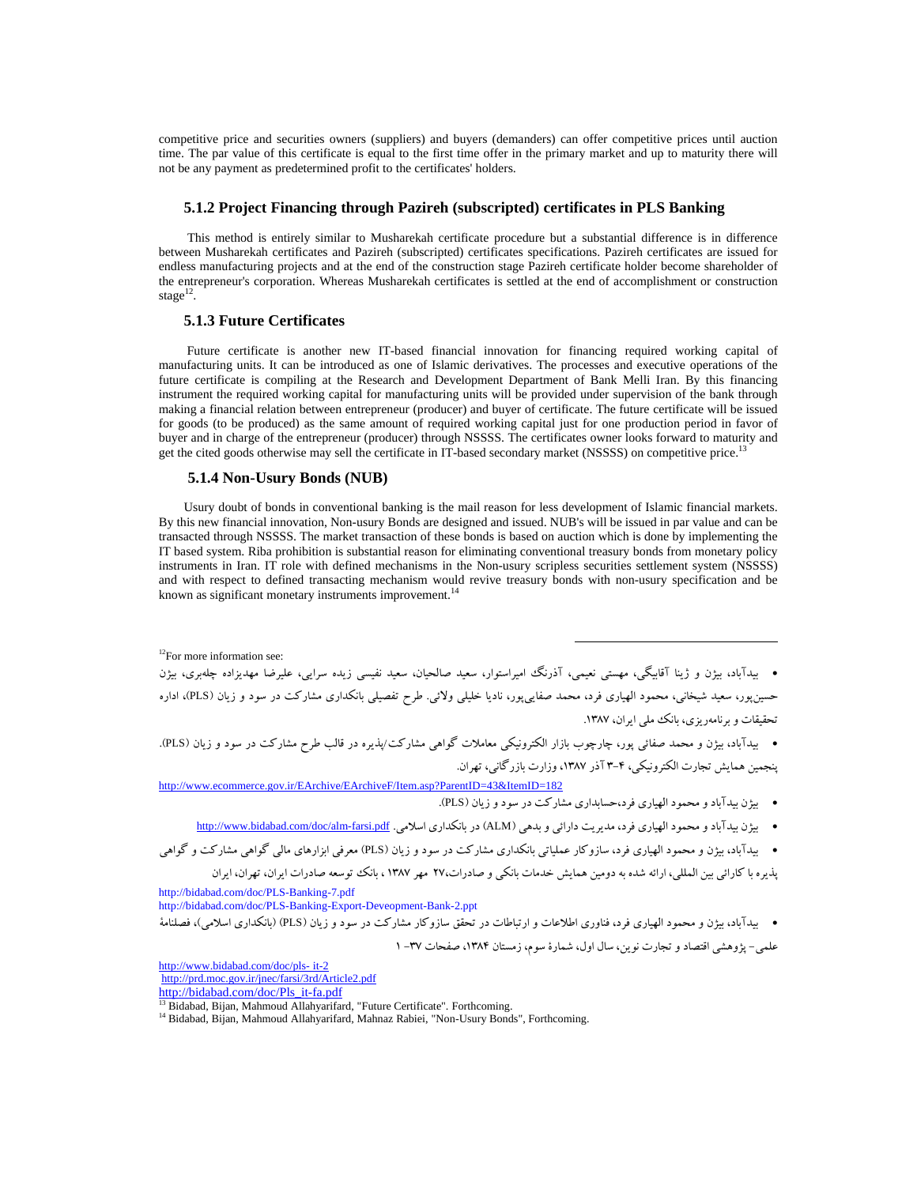competitive price and securities owners (suppliers) and buyers (demanders) can offer competitive prices until auction time. The par value of this certificate is equal to the first time offer in the primary market and up to maturity there will not be any payment as predetermined profit to the certificates' holders.

### 5.1.2 Project Financing through Pazireh (subscripted) certificates in PLS Banking

This method is entirely similar to Musharekah certificate procedure but a substantial difference is in difference between Musharekah certificates and Pazireh (subscripted) certificates specifications. Pazireh certificates are issued for endless manufacturing projects and at the end of the construction stage Pazireh certificate holder become shareholder of the entrepreneur's corporation. Whereas Musharekah certificates is settled at the end of accomplishment or construction stage[12].

### 5.1.3 Future Certificates

Future certificate is another new IT-based financial innovation for financing required working capital of manufacturing units. It can be introduced as one of Islamic derivatives. The processes and executive operations of the future certificate is compiling at the Research and Development Department of Bank Melli Iran. By this financing instrument the required working capital for manufacturing units will be provided under supervision of the bank through making a financial relation between entrepreneur (producer) and buyer of certificate. The future certificate will be issued for goods (to be produced) as the same amount of required working capital just for one production period in favor of buyer and in charge of the entrepreneur (producer) through NSSSS. The certificates owner looks forward to maturity and get the cited goods otherwise may sell the certificate in IT-based secondary market (NSSSS) on competitive price.[13]

### 5.1.4 Non-Usury Bonds (NUB)

Usury doubt of bonds in conventional banking is the mail reason for less development of Islamic financial markets. By this new financial innovation, Non-usury Bonds are designed and issued. NUB's will be issued in par value and can be transacted through NSSSS. The market transaction of these bonds is based on auction which is done by implementing the IT based system. Riba prohibition is substantial reason for eliminating conventional treasury bonds from monetary policy instruments in Iran. IT role with defined mechanisms in the Non-usury scripless securities settlement system (NSSSS) and with respect to defined transacting mechanism would revive treasury bonds with non-usury specification and be known as significant monetary instruments improvement.[14]

---

[12]For more information see:

- بیدآباد، بیژن و ژینا آقابیگی، مهستی نعیمی، آذرنگ امیراستوار، سعید صالحیان، سعید نفیسی زیده سرایی، علیرضا مهدیزاده چله‌بری، بیژن حسین‌پور، سعید شیخانی، محمود الهیاری فرد، محمد صفایی‌پور، نادیا خلیلی ولائی. طرح تفصیلی بانکداری مشارکت در سود و زیان (PLS)، اداره تحقیقات و برنامه‌ریزی، بانک ملی ایران، ۱۳۸۷.
- بیدآباد، بیژن و محمد صفائی پور، چارچوب بازار الکترونیکی معاملات گواهی مشارکت/پذیره در قالب طرح مشارکت در سود و زیان (PLS). پنجمین همایش تجارت الکترونیکی، ۴-۳ آذر ۱۳۸۷، وزارت بازرگانی، تهران.

http://www.ecommerce.gov.ir/EArchive/EArchiveF/Item.asp?ParentID=43&ItemID=182

- بیژن بیدآباد و محمود الهیاری فرد،حسابداری مشارکت در سود و زیان (PLS).
- بیژن بیدآباد و محمود الهیاری فرد، مدیریت دارائی و بدهی (ALM) در بانکداری اسلامی. http://www.bidabad.com/doc/alm-farsi.pdf
- بیدآباد، بیژن و محمود الهیاری فرد، سازوکار عملیاتی بانکداری مشارکت در سود و زیان (PLS) معرفی ابزارهای مالی گواهی مشارکت و گواهی پذیره با کارائی بین المللی، ارائه شده به دومین همایش خدمات بانکی و صادرات،۲۷ مهر ۱۳۸۷ ، بانک توسعه صادرات ایران، تهران، ایران

http://bidabad.com/doc/PLS-Banking-7.pdf
http://bidabad.com/doc/PLS-Banking-Export-Deveopment-Bank-2.ppt

- بیدآباد، بیژن و محمود الهیاری فرد، فناوری اطلاعات و ارتباطات در تحقق سازوکار مشارکت در سود و زیان (PLS) (بانکداری اسلامی)، فصلنامهٔ علمی- پژوهشی اقتصاد و تجارت نوین، سال اول، شمارهٔ سوم، زمستان ۱۳۸۴، صفحات ۳۷- ۱

http://www.bidabad.com/doc/pls- it-2
http://prd.moc.gov.ir/jnec/farsi/3rd/Article2.pdf
http://bidabad.com/doc/Pls_it-fa.pdf

[13] Bidabad, Bijan, Mahmoud Allahyarifard, "Future Certificate". Forthcoming.

[14] Bidabad, Bijan, Mahmoud Allahyarifard, Mahnaz Rabiei, "Non-Usury Bonds", Forthcoming.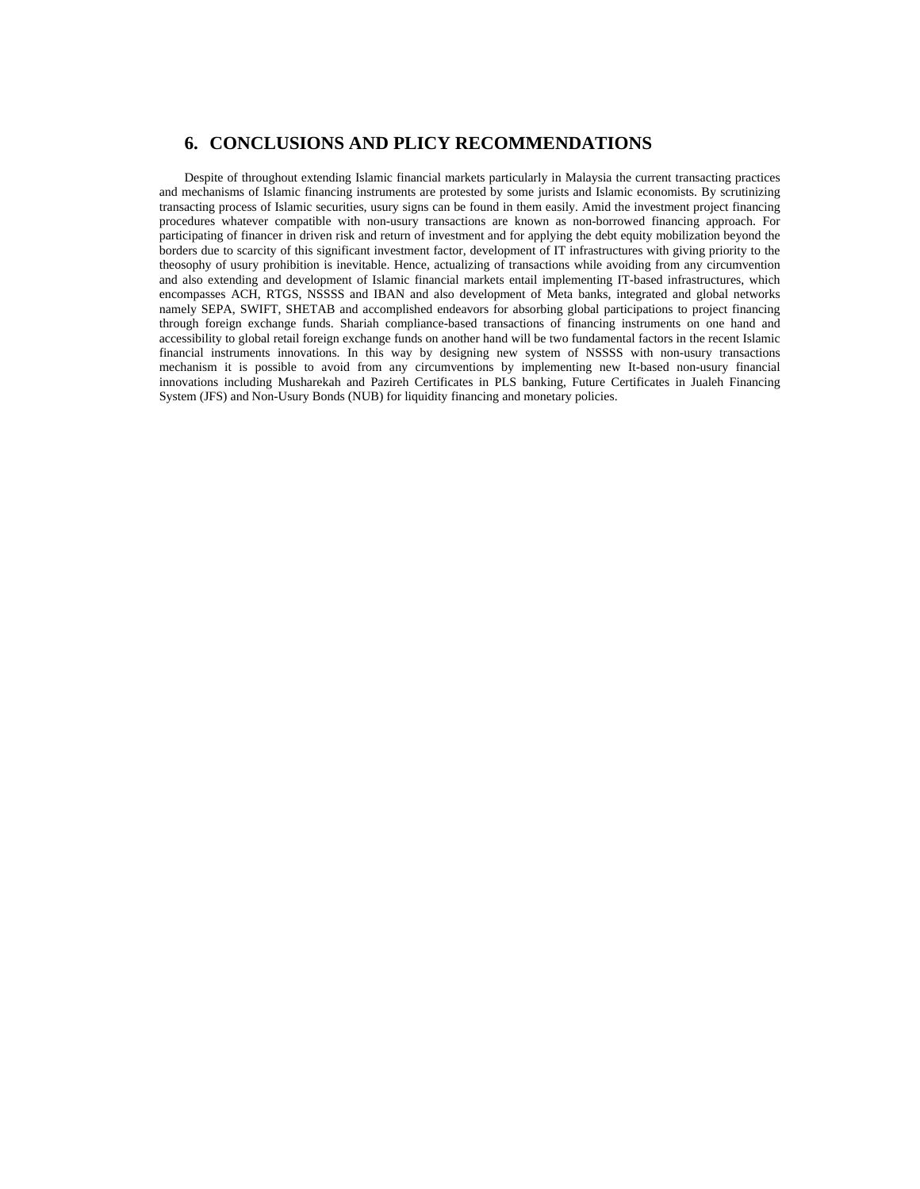## 6. CONCLUSIONS AND PLICY RECOMMENDATIONS

Despite of throughout extending Islamic financial markets particularly in Malaysia the current transacting practices and mechanisms of Islamic financing instruments are protested by some jurists and Islamic economists. By scrutinizing transacting process of Islamic securities, usury signs can be found in them easily. Amid the investment project financing procedures whatever compatible with non-usury transactions are known as non-borrowed financing approach. For participating of financer in driven risk and return of investment and for applying the debt equity mobilization beyond the borders due to scarcity of this significant investment factor, development of IT infrastructures with giving priority to the theosophy of usury prohibition is inevitable. Hence, actualizing of transactions while avoiding from any circumvention and also extending and development of Islamic financial markets entail implementing IT-based infrastructures, which encompasses ACH, RTGS, NSSSS and IBAN and also development of Meta banks, integrated and global networks namely SEPA, SWIFT, SHETAB and accomplished endeavors for absorbing global participations to project financing through foreign exchange funds. Shariah compliance-based transactions of financing instruments on one hand and accessibility to global retail foreign exchange funds on another hand will be two fundamental factors in the recent Islamic financial instruments innovations. In this way by designing new system of NSSSS with non-usury transactions mechanism it is possible to avoid from any circumventions by implementing new It-based non-usury financial innovations including Musharekah and Pazireh Certificates in PLS banking, Future Certificates in Jualeh Financing System (JFS) and Non-Usury Bonds (NUB) for liquidity financing and monetary policies.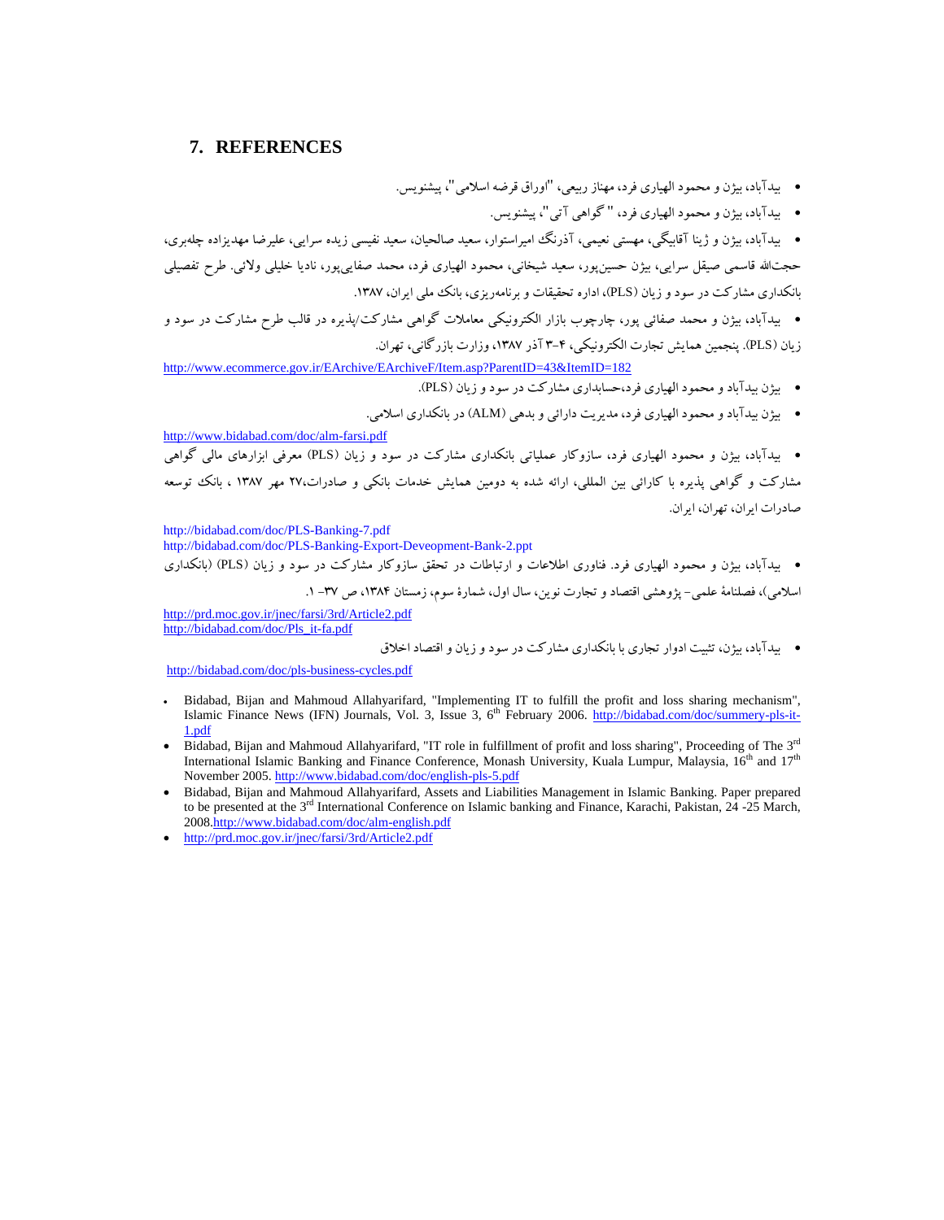## 7. REFERENCES

- بیدآباد، بیژن و محمود الهیاری فرد، مهناز ربیعی، "اوراق قرضه اسلامی"، پیشنویس.
- بیدآباد، بیژن و محمود الهیاری فرد، " گواهی آتی"، پیشنویس.
- بیدآباد، بیژن و ژینا آقابیگی، مهستی نعیمی، آذرنگ امیراستوار، سعید صالحیان، سعید نفیسی زیده سرایی، علیرضا مهدیزاده چله‌بری، حجت‌الله قاسمی صیقل سرایی، بیژن حسین‌پور، سعید شیخانی، محمود الهیاری فرد، محمد صفایی‌پور، نادیا خلیلی ولائی. طرح تفصیلی بانکداری مشارکت در سود و زیان (PLS)، اداره تحقیقات و برنامه‌ریزی، بانک ملی ایران، ۱۳۸۷.
- بیدآباد، بیژن و محمد صفائی پور، چارچوب بازار الکترونیکی معاملات گواهی مشارکت/پذیره در قالب طرح مشارکت در سود و زیان (PLS). پنجمین همایش تجارت الکترونیکی، ۴-۳ آذر ۱۳۸۷، وزارت بازرگانی، تهران.

http://www.ecommerce.gov.ir/EArchive/EArchiveF/Item.asp?ParentID=43&ItemID=182

- بیژن بیدآباد و محمود الهیاری فرد،حسابداری مشارکت در سود و زیان (PLS).
- بیژن بیدآباد و محمود الهیاری فرد، مدیریت دارائی و بدهی (ALM) در بانکداری اسلامی.

http://www.bidabad.com/doc/alm-farsi.pdf

- بیدآباد، بیژن و محمود الهیاری فرد، سازوکار عملیاتی بانکداری مشارکت در سود و زیان (PLS) معرفی ابزارهای مالی گواهی مشارکت و گواهی پذیره با کارائی بین المللی، ارائه شده به دومین همایش خدمات بانکی و صادرات،۲۷ مهر ۱۳۸۷ ، بانک توسعه صادرات ایران، تهران، ایران.

http://bidabad.com/doc/PLS-Banking-7.pdf
http://bidabad.com/doc/PLS-Banking-Export-Deveopment-Bank-2.ppt

- بیدآباد، بیژن و محمود الهیاری فرد. فناوری اطلاعات و ارتباطات در تحقق سازوکار مشارکت در سود و زیان (PLS) (بانکداری اسلامی)، فصلنامهٔ علمی- پژوهشی اقتصاد و تجارت نوین، سال اول، شمارهٔ سوم، زمستان ۱۳۸۴، ص ۳۷- ۱.

http://prd.moc.gov.ir/jnec/farsi/3rd/Article2.pdf
http://bidabad.com/doc/Pls_it-fa.pdf

- بیدآباد، بیژن، تثبیت ادوار تجاری با بانکداری مشارکت در سود و زیان و اقتصاد اخلاق

http://bidabad.com/doc/pls-business-cycles.pdf

- Bidabad, Bijan and Mahmoud Allahyarifard, "Implementing IT to fulfill the profit and loss sharing mechanism", Islamic Finance News (IFN) Journals, Vol. 3, Issue 3, 6th February 2006. http://bidabad.com/doc/summery-pls-it-1.pdf
- Bidabad, Bijan and Mahmoud Allahyarifard, "IT role in fulfillment of profit and loss sharing", Proceeding of The 3rd International Islamic Banking and Finance Conference, Monash University, Kuala Lumpur, Malaysia, 16th and 17th November 2005. http://www.bidabad.com/doc/english-pls-5.pdf
- Bidabad, Bijan and Mahmoud Allahyarifard, Assets and Liabilities Management in Islamic Banking. Paper prepared to be presented at the 3rd International Conference on Islamic banking and Finance, Karachi, Pakistan, 24 -25 March, 2008.http://www.bidabad.com/doc/alm-english.pdf
- http://prd.moc.gov.ir/jnec/farsi/3rd/Article2.pdf